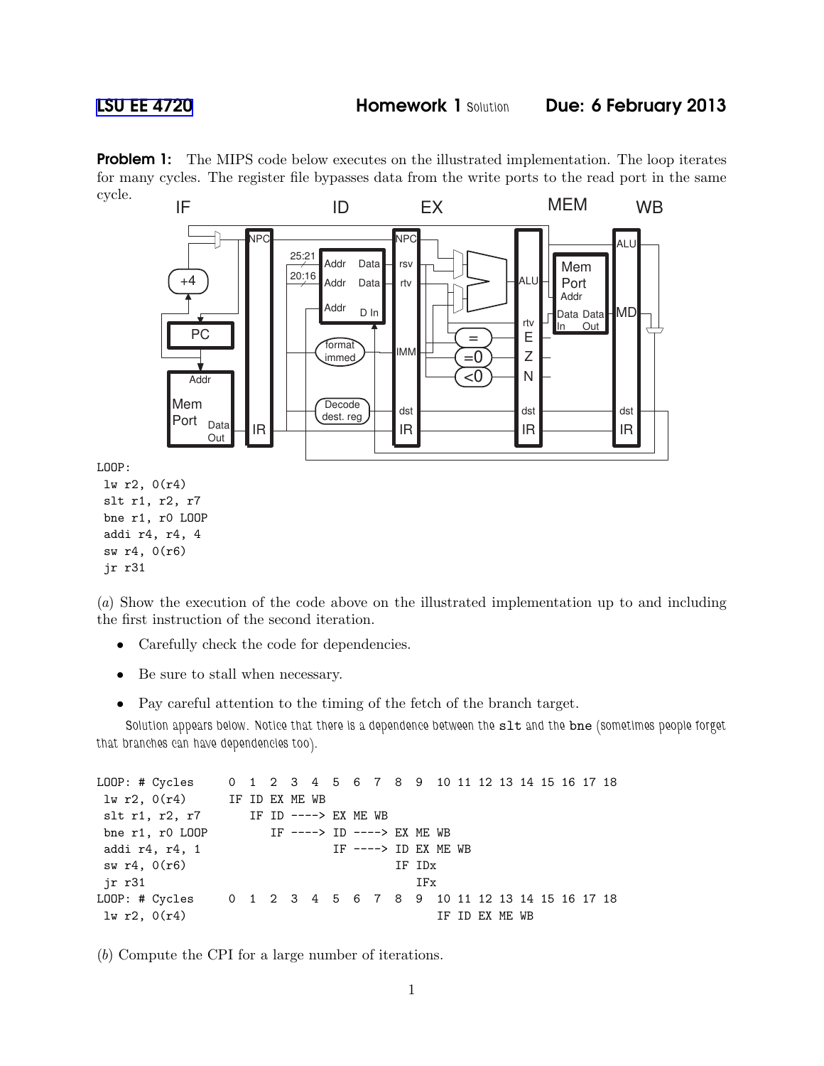LSU EE 4720 **Homework 1** Solution **Due: 6 February 2013**

**Problem 1:** The MIPS code below executes on the illustrated implementation. The loop iterates for many cycles. The register file bypasses data from the write ports to the read port in the same cycle.

```
LOOP:
 lw r2, 0(r4)
 slt r1, r2, r7
 bne r1, r0 LOOP
 addi r4, r4, 4
 sw r4, 0(r6)
 jr r31
```

(*a*) Show the execution of the code above on the illustrated implementation up to and including the first instruction of the second iteration.

- Carefully check the code for dependencies.
- Be sure to stall when necessary.
- Pay careful attention to the timing of the fetch of the branch target.

*Solution appears below. Notice that there is a dependence between the* `slt` *and the* `bne` *(sometimes people forget that branches can have dependencies too).*

```
LOOP: # Cycles     0  1  2  3  4  5  6  7  8  9  10 11 12 13 14 15 16 17 18
 lw r2, 0(r4)      IF ID EX ME WB
 slt r1, r2, r7       IF ID ----> EX ME WB
 bne r1, r0 LOOP         IF ----> ID ----> EX ME WB
 addi r4, r4, 1                   IF ----> ID EX ME WB
 sw r4, 0(r6)                              IF IDx
 jr r31                                       IFx
LOOP: # Cycles     0  1  2  3  4  5  6  7  8  9  10 11 12 13 14 15 16 17 18
 lw r2, 0(r4)                                    IF ID EX ME WB
```

(*b*) Compute the CPI for a large number of iterations.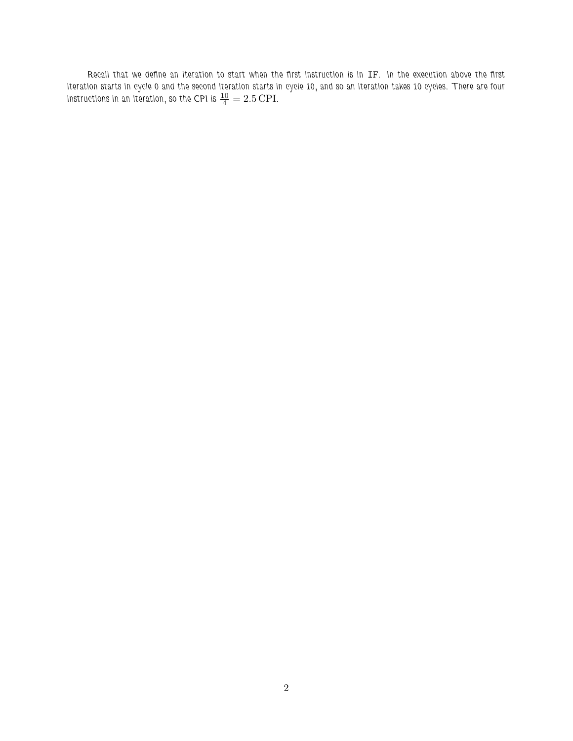Recall that we define an iteration to start when the first instruction is in `IF`. In the execution above the first iteration starts in cycle 0 and the second iteration starts in cycle 10, and so an iteration takes 10 cycles. There are four instructions in an iteration, so the CPI is $\frac{10}{4} = 2.5\,\text{CPI}$.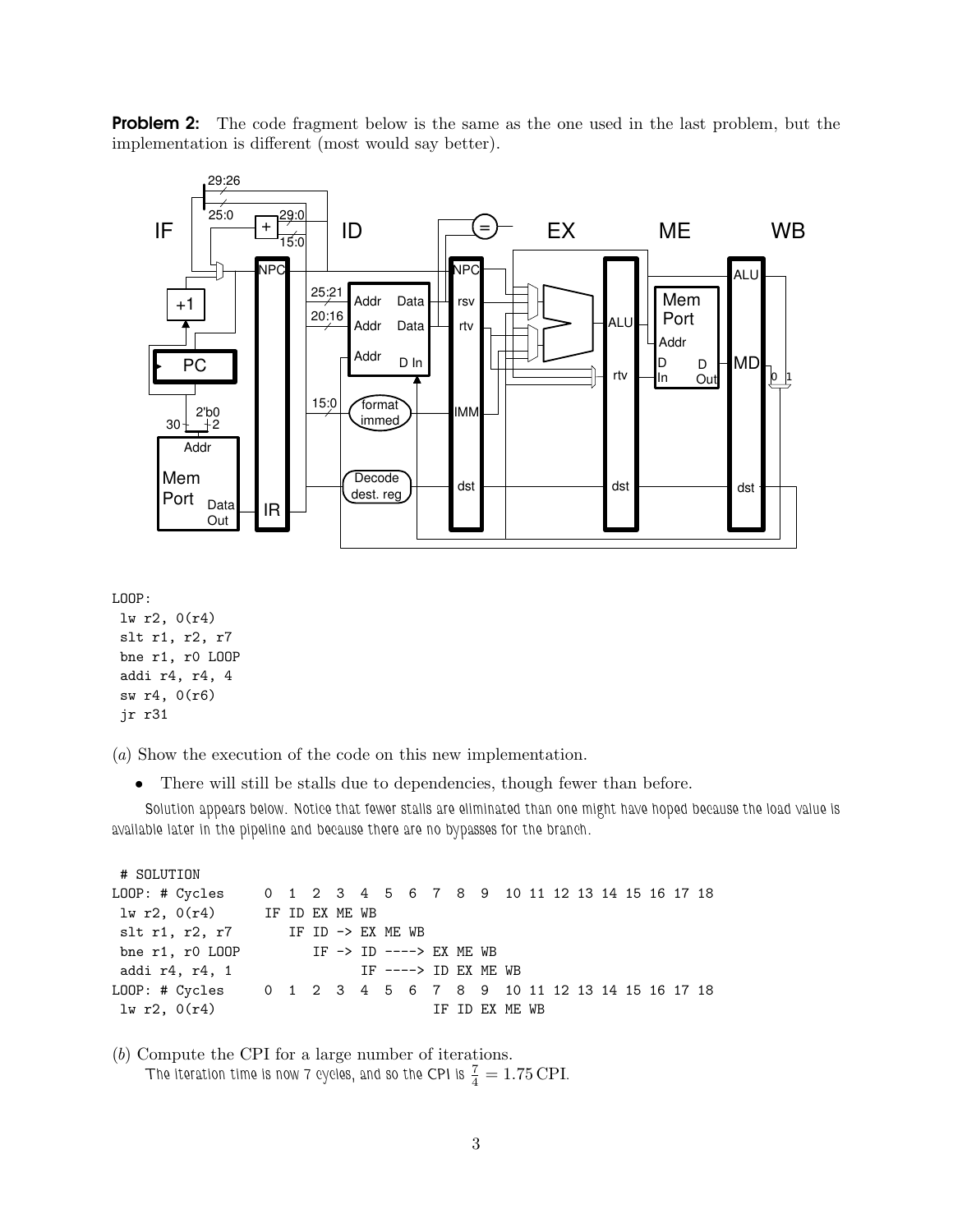**Problem 2:** The code fragment below is the same as the one used in the last problem, but the implementation is different (most would say better).

```
LOOP:
 lw r2, 0(r4)
 slt r1, r2, r7
 bne r1, r0 LOOP
 addi r4, r4, 4
 sw r4, 0(r6)
 jr r31
```

(*a*) Show the execution of the code on this new implementation.

- There will still be stalls due to dependencies, though fewer than before.

Solution appears below. Notice that fewer stalls are eliminated than one might have hoped because the load value is available later in the pipeline and because there are no bypasses for the branch.

```
 # SOLUTION
LOOP: # Cycles     0  1  2  3  4  5  6  7  8  9  10 11 12 13 14 15 16 17 18
 lw r2, 0(r4)      IF ID EX ME WB
 slt r1, r2, r7       IF ID -> EX ME WB
 bne r1, r0 LOOP         IF -> ID ----> EX ME WB
 addi r4, r4, 1                IF ----> ID EX ME WB
LOOP: # Cycles     0  1  2  3  4  5  6  7  8  9  10 11 12 13 14 15 16 17 18
 lw r2, 0(r4)                            IF ID EX ME WB
```

(*b*) Compute the CPI for a large number of iterations.

The iteration time is now 7 cycles, and so the CPI is $\frac{7}{4} = 1.75$ CPI.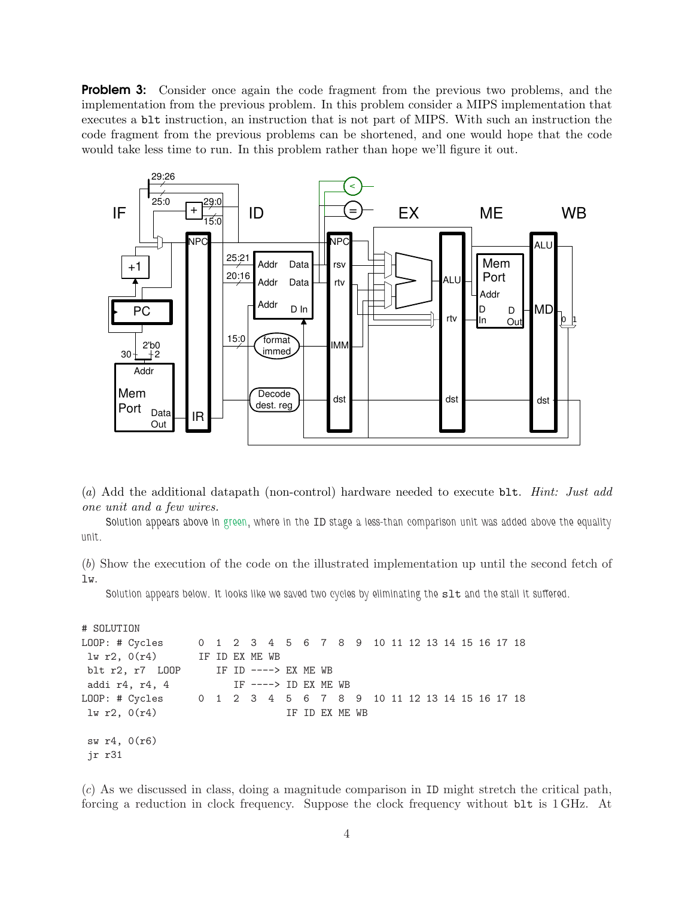**Problem 3:** Consider once again the code fragment from the previous two problems, and the implementation from the previous problem. In this problem consider a MIPS implementation that executes a `blt` instruction, an instruction that is not part of MIPS. With such an instruction the code fragment from the previous problems can be shortened, and one would hope that the code would take less time to run. In this problem rather than hope we'll figure it out.

(*a*) Add the additional datapath (non-control) hardware needed to execute `blt`. *Hint: Just add one unit and a few wires.*

Solution appears above in green, where in the ID stage a less-than comparison unit was added above the equality unit.

(*b*) Show the execution of the code on the illustrated implementation up until the second fetch of `lw`.

Solution appears below. It looks like we saved two cycles by eliminating the `slt` and the stall it suffered.

```
# SOLUTION
LOOP: # Cycles      0  1  2  3  4  5  6  7  8  9  10 11 12 13 14 15 16 17 18
 lw r2, 0(r4)       IF ID EX ME WB
 blt r2, r7  LOOP      IF ID ----> EX ME WB
 addi r4, r4, 4           IF ----> ID EX ME WB
LOOP: # Cycles      0  1  2  3  4  5  6  7  8  9  10 11 12 13 14 15 16 17 18
 lw r2, 0(r4)                      IF ID EX ME WB

 sw r4, 0(r6)
 jr r31
```

(*c*) As we discussed in class, doing a magnitude comparison in ID might stretch the critical path, forcing a reduction in clock frequency. Suppose the clock frequency without `blt` is 1 GHz. At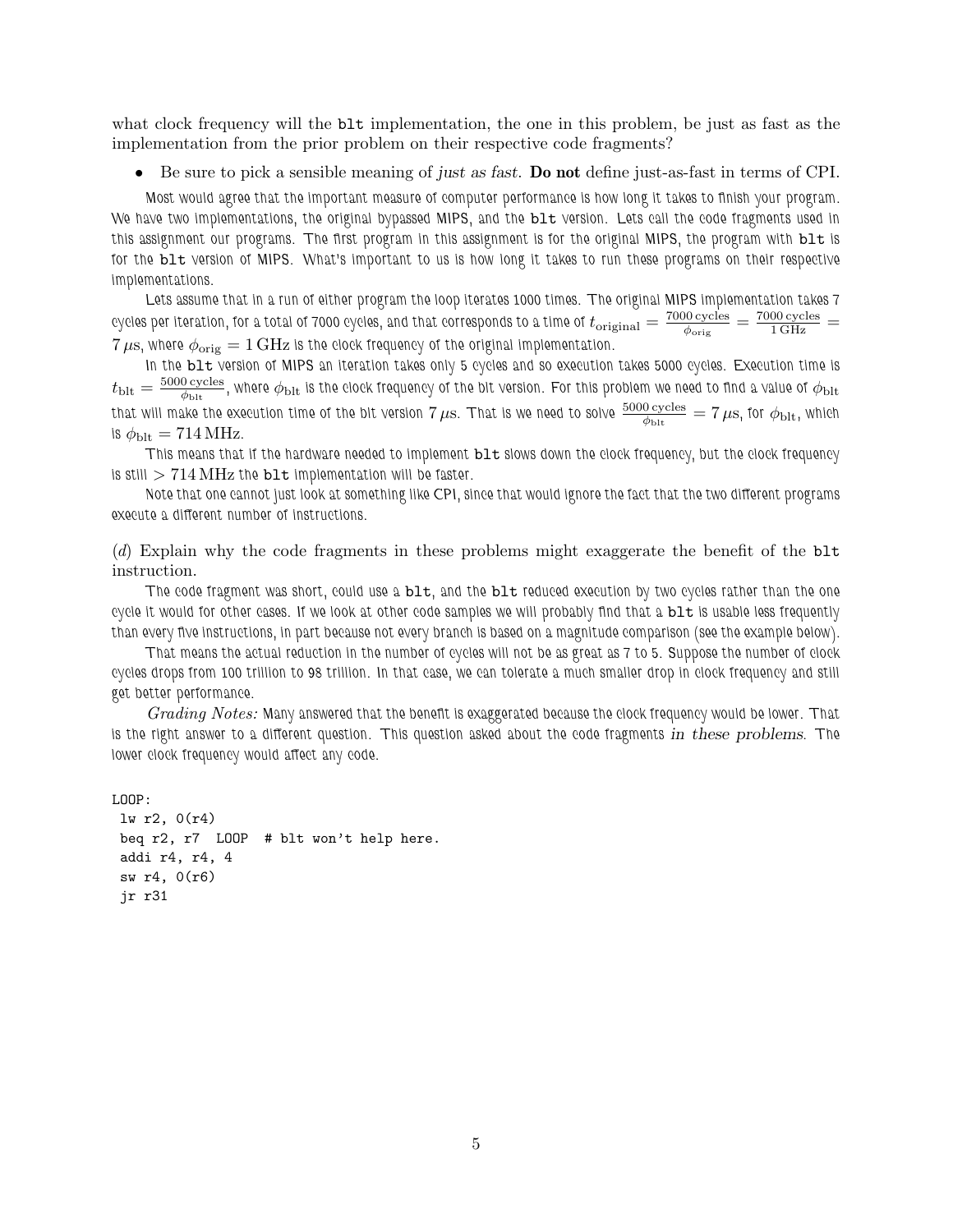what clock frequency will the `blt` implementation, the one in this problem, be just as fast as the implementation from the prior problem on their respective code fragments?

- Be sure to pick a sensible meaning of *just as fast*. **Do not** define just-as-fast in terms of CPI.

Most would agree that the important measure of computer performance is how long it takes to finish your program. We have two implementations, the original bypassed MIPS, and the `blt` version. Lets call the code fragments used in this assignment our programs. The first program in this assignment is for the original MIPS, the program with `blt` is for the `blt` version of MIPS. What's important to us is how long it takes to run these programs on their respective implementations.

Lets assume that in a run of either program the loop iterates 1000 times. The original MIPS implementation takes 7 cycles per iteration, for a total of 7000 cycles, and that corresponds to a time of $t_{\text{original}} = \frac{7000\,\text{cycles}}{\phi_{\text{orig}}} = \frac{7000\,\text{cycles}}{1\,\text{GHz}} = 7\,\mu\text{s}$, where $\phi_{\text{orig}} = 1\,\text{GHz}$ is the clock frequency of the original implementation.

In the `blt` version of MIPS an iteration takes only 5 cycles and so execution takes 5000 cycles. Execution time is $t_{\text{blt}} = \frac{5000\,\text{cycles}}{\phi_{\text{blt}}}$, where $\phi_{\text{blt}}$ is the clock frequency of the blt version. For this problem we need to find a value of $\phi_{\text{blt}}$ that will make the execution time of the blt version $7\,\mu\text{s}$. That is we need to solve $\frac{5000\,\text{cycles}}{\phi_{\text{blt}}} = 7\,\mu\text{s}$, for $\phi_{\text{blt}}$, which is $\phi_{\text{blt}} = 714\,\text{MHz}$.

This means that if the hardware needed to implement `blt` slows down the clock frequency, but the clock frequency is still $> 714\,\text{MHz}$ the `blt` implementation will be faster.

Note that one cannot just look at something like CPI, since that would ignore the fact that the two different programs execute a different number of instructions.

(*d*) Explain why the code fragments in these problems might exaggerate the benefit of the `blt` instruction.

The code fragment was short, could use a `blt`, and the `blt` reduced execution by two cycles rather than the one cycle it would for other cases. If we look at other code samples we will probably find that a `blt` is usable less frequently than every five instructions, in part because not every branch is based on a magnitude comparison (see the example below).

That means the actual reduction in the number of cycles will not be as great as 7 to 5. Suppose the number of clock cycles drops from 100 trillion to 98 trillion. In that case, we can tolerate a much smaller drop in clock frequency and still get better performance.

*Grading Notes:* Many answered that the benefit is exaggerated because the clock frequency would be lower. That is the right answer to a different question. This question asked about the code fragments *in these problems*. The lower clock frequency would affect any code.

```
LOOP:
 lw r2, 0(r4)
 beq r2, r7  LOOP  # blt won't help here.
 addi r4, r4, 4
 sw r4, 0(r6)
 jr r31
```